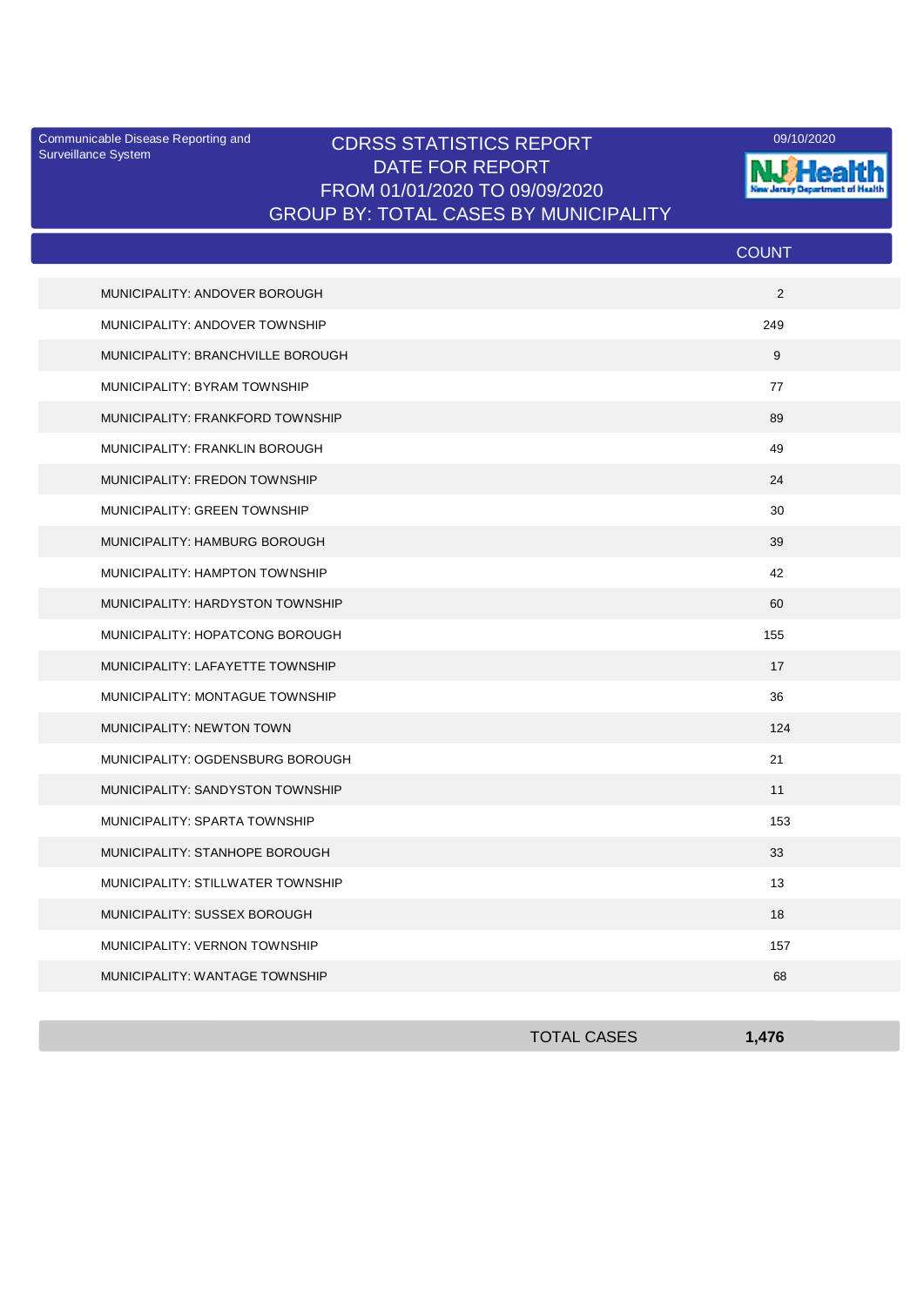Communicable Disease Reporting and Surveillance System

09/10/2020

# CDRSS STATISTICS REPORT
## DATE FOR REPORT
## FROM 01/01/2020 TO 09/09/2020
## GROUP BY: TOTAL CASES BY MUNICIPALITY

| | COUNT |
|---|---|
| MUNICIPALITY: ANDOVER BOROUGH | 2 |
| MUNICIPALITY: ANDOVER TOWNSHIP | 249 |
| MUNICIPALITY: BRANCHVILLE BOROUGH | 9 |
| MUNICIPALITY: BYRAM TOWNSHIP | 77 |
| MUNICIPALITY: FRANKFORD TOWNSHIP | 89 |
| MUNICIPALITY: FRANKLIN BOROUGH | 49 |
| MUNICIPALITY: FREDON TOWNSHIP | 24 |
| MUNICIPALITY: GREEN TOWNSHIP | 30 |
| MUNICIPALITY: HAMBURG BOROUGH | 39 |
| MUNICIPALITY: HAMPTON TOWNSHIP | 42 |
| MUNICIPALITY: HARDYSTON TOWNSHIP | 60 |
| MUNICIPALITY: HOPATCONG BOROUGH | 155 |
| MUNICIPALITY: LAFAYETTE TOWNSHIP | 17 |
| MUNICIPALITY: MONTAGUE TOWNSHIP | 36 |
| MUNICIPALITY: NEWTON TOWN | 124 |
| MUNICIPALITY: OGDENSBURG BOROUGH | 21 |
| MUNICIPALITY: SANDYSTON TOWNSHIP | 11 |
| MUNICIPALITY: SPARTA TOWNSHIP | 153 |
| MUNICIPALITY: STANHOPE BOROUGH | 33 |
| MUNICIPALITY: STILLWATER TOWNSHIP | 13 |
| MUNICIPALITY: SUSSEX BOROUGH | 18 |
| MUNICIPALITY: VERNON TOWNSHIP | 157 |
| MUNICIPALITY: WANTAGE TOWNSHIP | 68 |
| TOTAL CASES | **1,476** |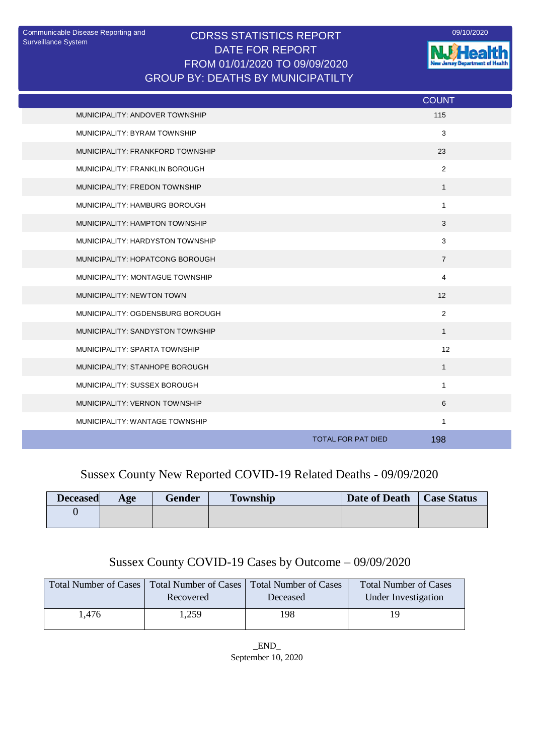Communicable Disease Reporting and Surveillance System

# CDRSS STATISTICS REPORT
DATE FOR REPORT
FROM 01/01/2020 TO 09/09/2020
GROUP BY: DEATHS BY MUNICIPATILTY

09/10/2020

| | COUNT |
|---|---|
| MUNICIPALITY: ANDOVER TOWNSHIP | 115 |
| MUNICIPALITY: BYRAM TOWNSHIP | 3 |
| MUNICIPALITY: FRANKFORD TOWNSHIP | 23 |
| MUNICIPALITY: FRANKLIN BOROUGH | 2 |
| MUNICIPALITY: FREDON TOWNSHIP | 1 |
| MUNICIPALITY: HAMBURG BOROUGH | 1 |
| MUNICIPALITY: HAMPTON TOWNSHIP | 3 |
| MUNICIPALITY: HARDYSTON TOWNSHIP | 3 |
| MUNICIPALITY: HOPATCONG BOROUGH | 7 |
| MUNICIPALITY: MONTAGUE TOWNSHIP | 4 |
| MUNICIPALITY: NEWTON TOWN | 12 |
| MUNICIPALITY: OGDENSBURG BOROUGH | 2 |
| MUNICIPALITY: SANDYSTON TOWNSHIP | 1 |
| MUNICIPALITY: SPARTA TOWNSHIP | 12 |
| MUNICIPALITY: STANHOPE BOROUGH | 1 |
| MUNICIPALITY: SUSSEX BOROUGH | 1 |
| MUNICIPALITY: VERNON TOWNSHIP | 6 |
| MUNICIPALITY: WANTAGE TOWNSHIP | 1 |
| TOTAL FOR PAT DIED | 198 |

## Sussex County New Reported COVID-19 Related Deaths - 09/09/2020

| Deceased | Age | Gender | Township | Date of Death | Case Status |
|---|---|---|---|---|---|
| 0 | | | | | |

## Sussex County COVID-19 Cases by Outcome – 09/09/2020

| Total Number of Cases | Total Number of Cases Recovered | Total Number of Cases Deceased | Total Number of Cases Under Investigation |
|---|---|---|---|
| 1,476 | 1,259 | 198 | 19 |

_END_
September 10, 2020